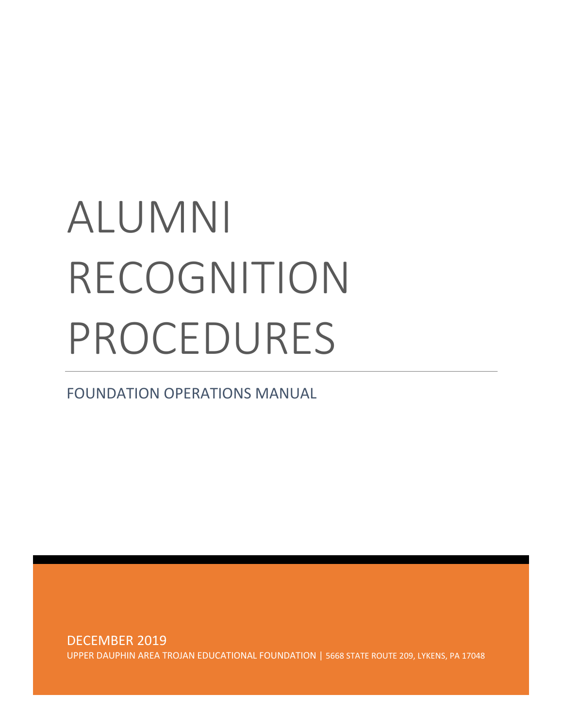# ALUMNI RECOGNITION PROCEDURES

## FOUNDATION OPERATIONS MANUAL

DECEMBER 2019

UPPER DAUPHIN AREA TROJAN EDUCATIONAL FOUNDATION | 5668 STATE ROUTE 209, LYKENS, PA 17048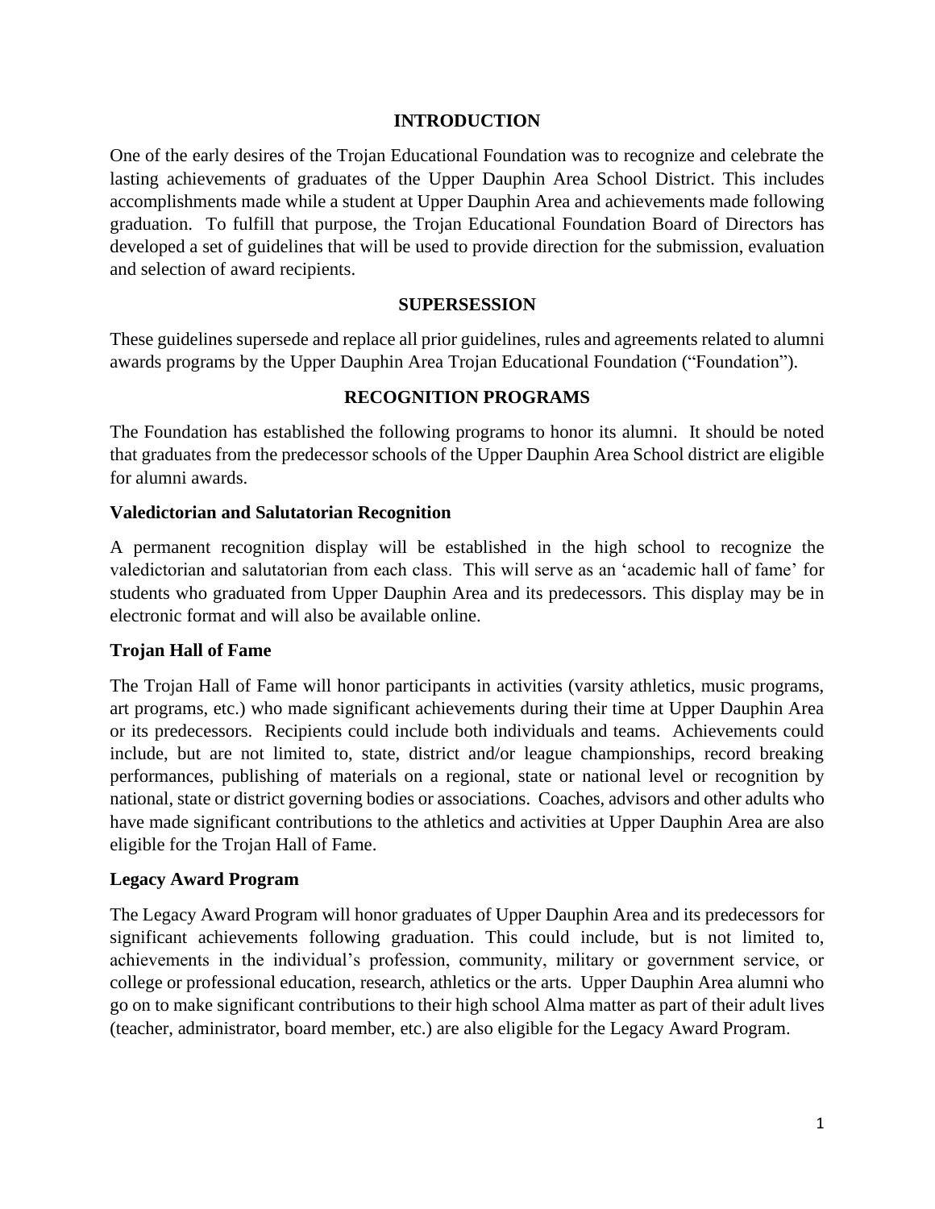## INTRODUCTION

One of the early desires of the Trojan Educational Foundation was to recognize and celebrate the lasting achievements of graduates of the Upper Dauphin Area School District. This includes accomplishments made while a student at Upper Dauphin Area and achievements made following graduation. To fulfill that purpose, the Trojan Educational Foundation Board of Directors has developed a set of guidelines that will be used to provide direction for the submission, evaluation and selection of award recipients.

## SUPERSESSION

These guidelines supersede and replace all prior guidelines, rules and agreements related to alumni awards programs by the Upper Dauphin Area Trojan Educational Foundation ("Foundation").

## RECOGNITION PROGRAMS

The Foundation has established the following programs to honor its alumni. It should be noted that graduates from the predecessor schools of the Upper Dauphin Area School district are eligible for alumni awards.

### Valedictorian and Salutatorian Recognition

A permanent recognition display will be established in the high school to recognize the valedictorian and salutatorian from each class. This will serve as an 'academic hall of fame' for students who graduated from Upper Dauphin Area and its predecessors. This display may be in electronic format and will also be available online.

### Trojan Hall of Fame

The Trojan Hall of Fame will honor participants in activities (varsity athletics, music programs, art programs, etc.) who made significant achievements during their time at Upper Dauphin Area or its predecessors. Recipients could include both individuals and teams. Achievements could include, but are not limited to, state, district and/or league championships, record breaking performances, publishing of materials on a regional, state or national level or recognition by national, state or district governing bodies or associations. Coaches, advisors and other adults who have made significant contributions to the athletics and activities at Upper Dauphin Area are also eligible for the Trojan Hall of Fame.

### Legacy Award Program

The Legacy Award Program will honor graduates of Upper Dauphin Area and its predecessors for significant achievements following graduation. This could include, but is not limited to, achievements in the individual's profession, community, military or government service, or college or professional education, research, athletics or the arts. Upper Dauphin Area alumni who go on to make significant contributions to their high school Alma matter as part of their adult lives (teacher, administrator, board member, etc.) are also eligible for the Legacy Award Program.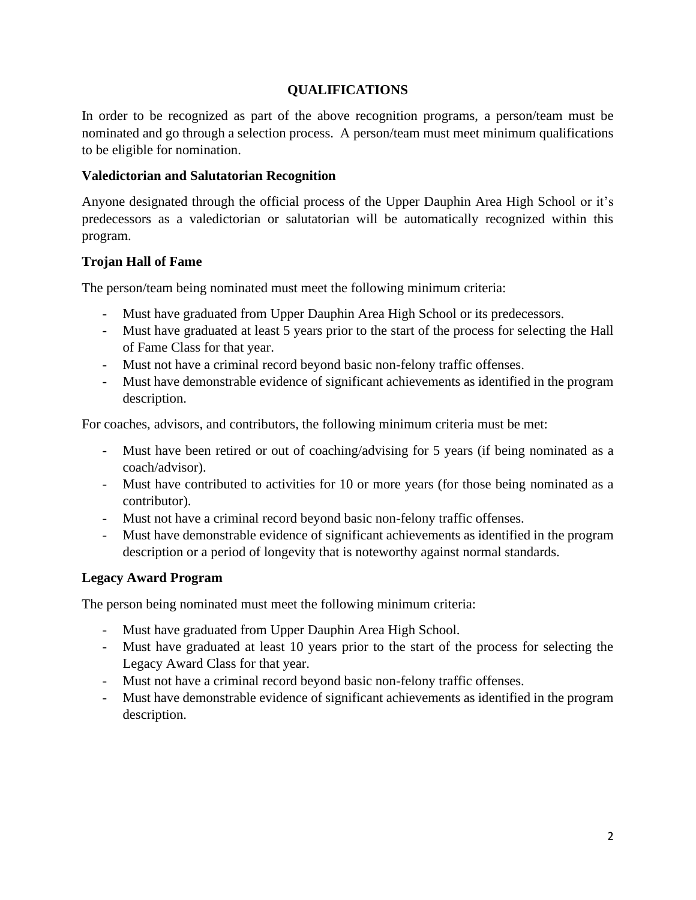# QUALIFICATIONS

In order to be recognized as part of the above recognition programs, a person/team must be nominated and go through a selection process. A person/team must meet minimum qualifications to be eligible for nomination.

## Valedictorian and Salutatorian Recognition

Anyone designated through the official process of the Upper Dauphin Area High School or it's predecessors as a valedictorian or salutatorian will be automatically recognized within this program.

## Trojan Hall of Fame

The person/team being nominated must meet the following minimum criteria:

- Must have graduated from Upper Dauphin Area High School or its predecessors.
- Must have graduated at least 5 years prior to the start of the process for selecting the Hall of Fame Class for that year.
- Must not have a criminal record beyond basic non-felony traffic offenses.
- Must have demonstrable evidence of significant achievements as identified in the program description.

For coaches, advisors, and contributors, the following minimum criteria must be met:

- Must have been retired or out of coaching/advising for 5 years (if being nominated as a coach/advisor).
- Must have contributed to activities for 10 or more years (for those being nominated as a contributor).
- Must not have a criminal record beyond basic non-felony traffic offenses.
- Must have demonstrable evidence of significant achievements as identified in the program description or a period of longevity that is noteworthy against normal standards.

## Legacy Award Program

The person being nominated must meet the following minimum criteria:

- Must have graduated from Upper Dauphin Area High School.
- Must have graduated at least 10 years prior to the start of the process for selecting the Legacy Award Class for that year.
- Must not have a criminal record beyond basic non-felony traffic offenses.
- Must have demonstrable evidence of significant achievements as identified in the program description.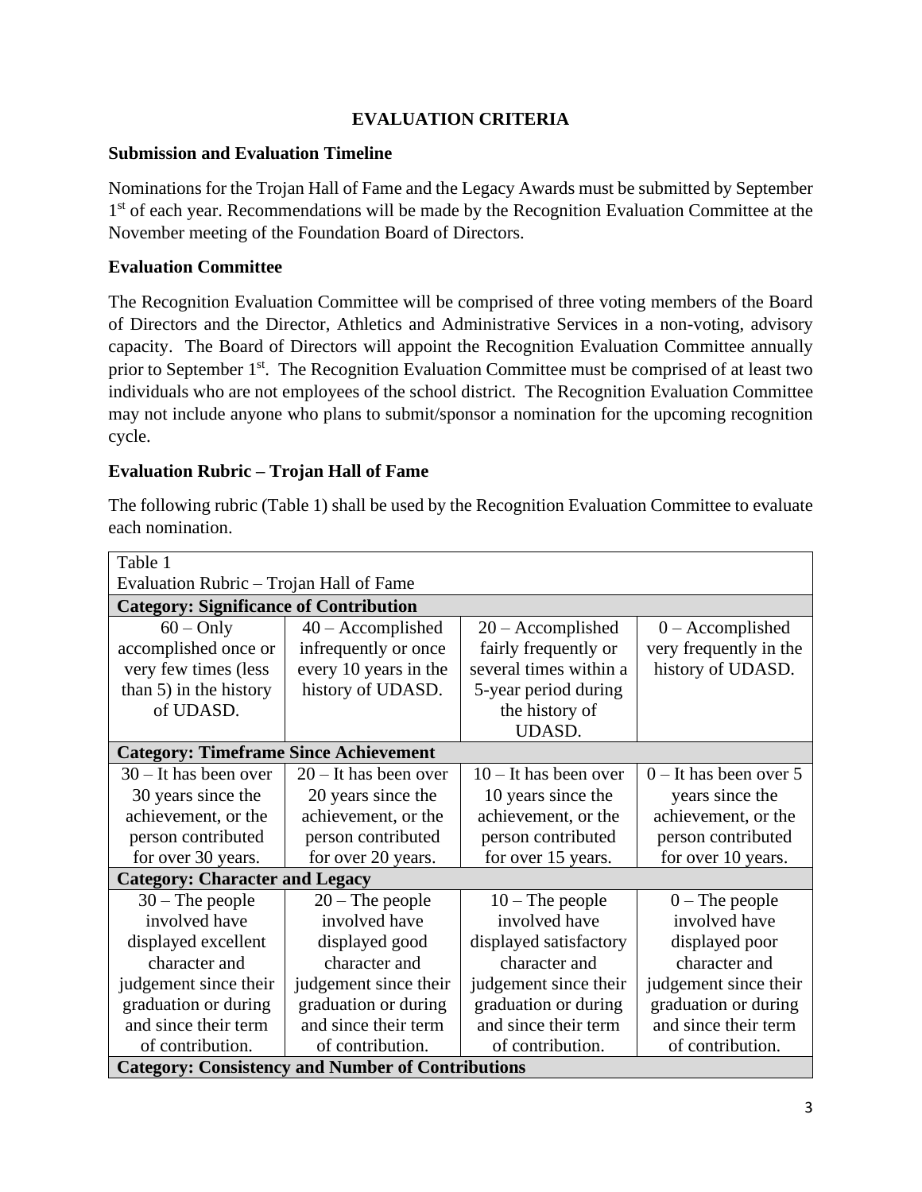# EVALUATION CRITERIA

## Submission and Evaluation Timeline

Nominations for the Trojan Hall of Fame and the Legacy Awards must be submitted by September 1st of each year. Recommendations will be made by the Recognition Evaluation Committee at the November meeting of the Foundation Board of Directors.

## Evaluation Committee

The Recognition Evaluation Committee will be comprised of three voting members of the Board of Directors and the Director, Athletics and Administrative Services in a non-voting, advisory capacity. The Board of Directors will appoint the Recognition Evaluation Committee annually prior to September 1st. The Recognition Evaluation Committee must be comprised of at least two individuals who are not employees of the school district. The Recognition Evaluation Committee may not include anyone who plans to submit/sponsor a nomination for the upcoming recognition cycle.

## Evaluation Rubric – Trojan Hall of Fame

The following rubric (Table 1) shall be used by the Recognition Evaluation Committee to evaluate each nomination.

Table 1
Evaluation Rubric – Trojan Hall of Fame

| | | | |
|---|---|---|---|
| **Category: Significance of Contribution** | | | |
| 60 – Only accomplished once or very few times (less than 5) in the history of UDASD. | 40 – Accomplished infrequently or once every 10 years in the history of UDASD. | 20 – Accomplished fairly frequently or several times within a 5-year period during the history of UDASD. | 0 – Accomplished very frequently in the history of UDASD. |
| **Category: Timeframe Since Achievement** | | | |
| 30 – It has been over 30 years since the achievement, or the person contributed for over 30 years. | 20 – It has been over 20 years since the achievement, or the person contributed for over 20 years. | 10 – It has been over 10 years since the achievement, or the person contributed for over 15 years. | 0 – It has been over 5 years since the achievement, or the person contributed for over 10 years. |
| **Category: Character and Legacy** | | | |
| 30 – The people involved have displayed excellent character and judgement since their graduation or during and since their term of contribution. | 20 – The people involved have displayed good character and judgement since their graduation or during and since their term of contribution. | 10 – The people involved have displayed satisfactory character and judgement since their graduation or during and since their term of contribution. | 0 – The people involved have displayed poor character and judgement since their graduation or during and since their term of contribution. |
| **Category: Consistency and Number of Contributions** | | | |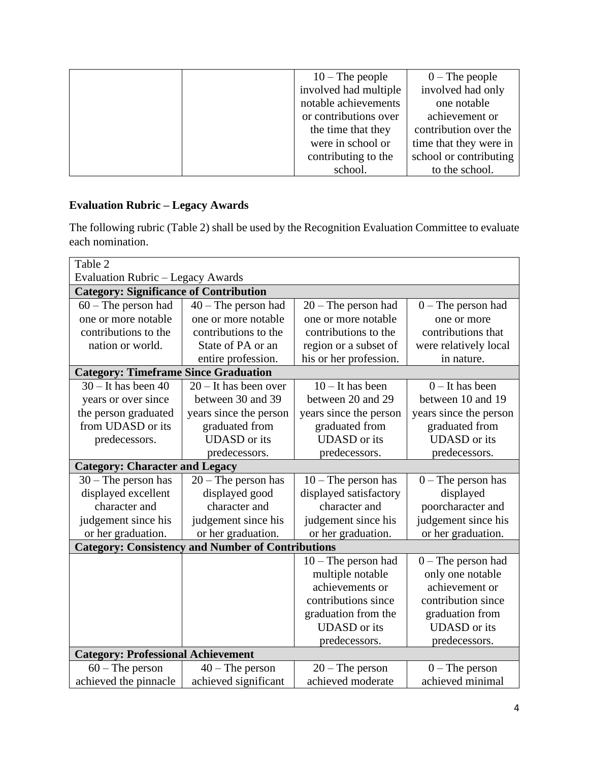| | | 10 – The people involved had multiple notable achievements or contributions over the time that they were in school or contributing to the school. | 0 – The people involved had only one notable achievement or contribution over the time that they were in school or contributing to the school. |
|---|---|---|---|

**Evaluation Rubric – Legacy Awards**

The following rubric (Table 2) shall be used by the Recognition Evaluation Committee to evaluate each nomination.

| Table 2<br>Evaluation Rubric – Legacy Awards | | | |
|---|---|---|---|
| **Category: Significance of Contribution** | | | |
| 60 – The person had one or more notable contributions to the nation or world. | 40 – The person had one or more notable contributions to the State of PA or an entire profession. | 20 – The person had one or more notable contributions to the region or a subset of his or her profession. | 0 – The person had one or more contributions that were relatively local in nature. |
| **Category: Timeframe Since Graduation** | | | |
| 30 – It has been 40 years or over since the person graduated from UDASD or its predecessors. | 20 – It has been over between 30 and 39 years since the person graduated from UDASD or its predecessors. | 10 – It has been between 20 and 29 years since the person graduated from UDASD or its predecessors. | 0 – It has been between 10 and 19 years since the person graduated from UDASD or its predecessors. |
| **Category: Character and Legacy** | | | |
| 30 – The person has displayed excellent character and judgement since his or her graduation. | 20 – The person has displayed good character and judgement since his or her graduation. | 10 – The person has displayed satisfactory character and judgement since his or her graduation. | 0 – The person has displayed poorcharacter and judgement since his or her graduation. |
| **Category: Consistency and Number of Contributions** | | | |
| | | 10 – The person had multiple notable achievements or contributions since graduation from the UDASD or its predecessors. | 0 – The person had only one notable achievement or contribution since graduation from UDASD or its predecessors. |
| **Category: Professional Achievement** | | | |
| 60 – The person achieved the pinnacle | 40 – The person achieved significant | 20 – The person achieved moderate | 0 – The person achieved minimal |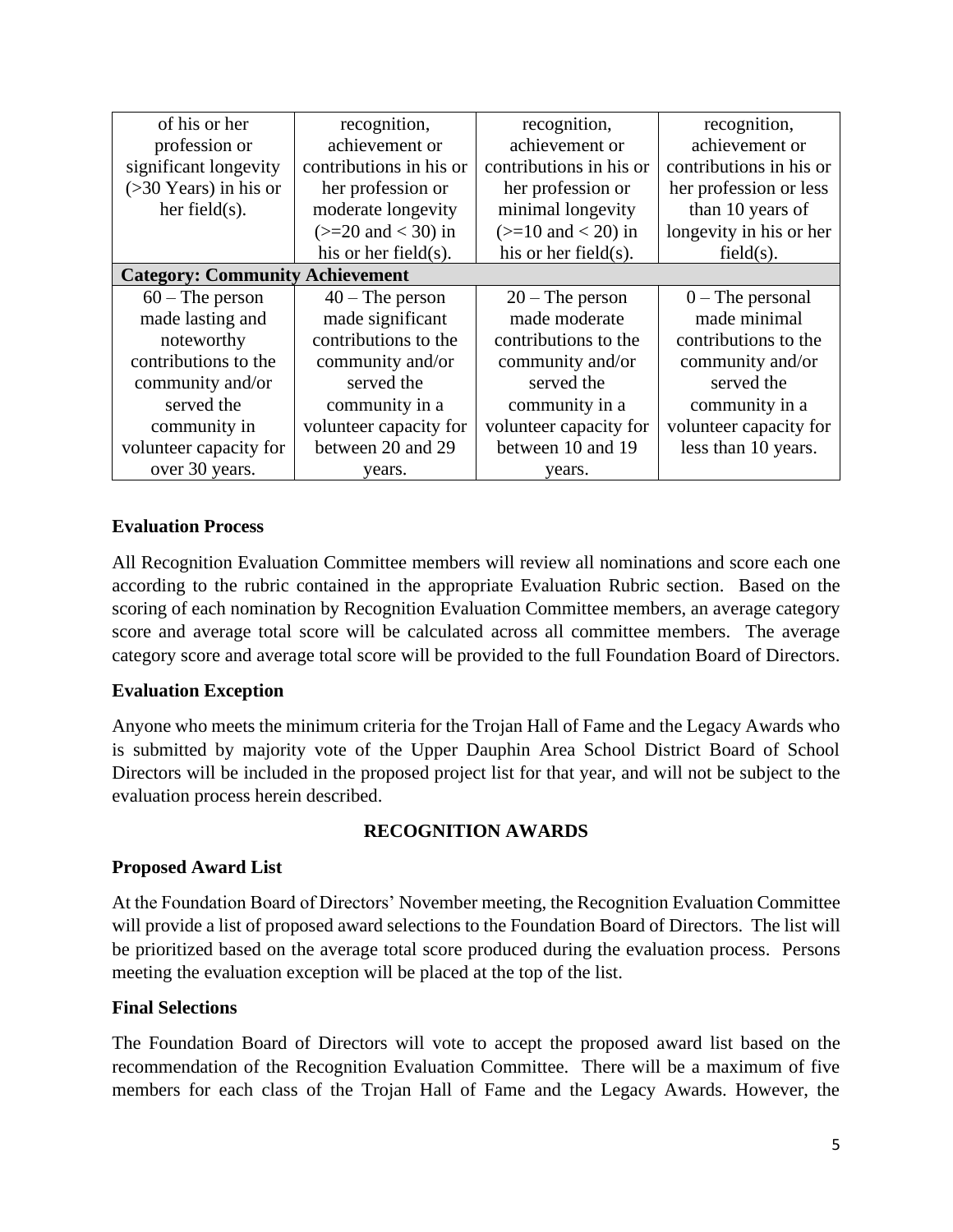| of his or her profession or significant longevity (>30 Years) in his or her field(s). | recognition, achievement or contributions in his or her profession or moderate longevity (>=20 and < 30) in his or her field(s). | recognition, achievement or contributions in his or her profession or minimal longevity (>=10 and < 20) in his or her field(s). | recognition, achievement or contributions in his or her profession or less than 10 years of longevity in his or her field(s). |
|---|---|---|---|
| **Category: Community Achievement** | | | |
| 60 – The person made lasting and noteworthy contributions to the community and/or served the community in volunteer capacity for over 30 years. | 40 – The person made significant contributions to the community and/or served the community in a volunteer capacity for between 20 and 29 years. | 20 – The person made moderate contributions to the community and/or served the community in a volunteer capacity for between 10 and 19 years. | 0 – The personal made minimal contributions to the community and/or served the community in a volunteer capacity for less than 10 years. |

**Evaluation Process**

All Recognition Evaluation Committee members will review all nominations and score each one according to the rubric contained in the appropriate Evaluation Rubric section. Based on the scoring of each nomination by Recognition Evaluation Committee members, an average category score and average total score will be calculated across all committee members. The average category score and average total score will be provided to the full Foundation Board of Directors.

**Evaluation Exception**

Anyone who meets the minimum criteria for the Trojan Hall of Fame and the Legacy Awards who is submitted by majority vote of the Upper Dauphin Area School District Board of School Directors will be included in the proposed project list for that year, and will not be subject to the evaluation process herein described.

## RECOGNITION AWARDS

**Proposed Award List**

At the Foundation Board of Directors' November meeting, the Recognition Evaluation Committee will provide a list of proposed award selections to the Foundation Board of Directors. The list will be prioritized based on the average total score produced during the evaluation process. Persons meeting the evaluation exception will be placed at the top of the list.

**Final Selections**

The Foundation Board of Directors will vote to accept the proposed award list based on the recommendation of the Recognition Evaluation Committee. There will be a maximum of five members for each class of the Trojan Hall of Fame and the Legacy Awards. However, the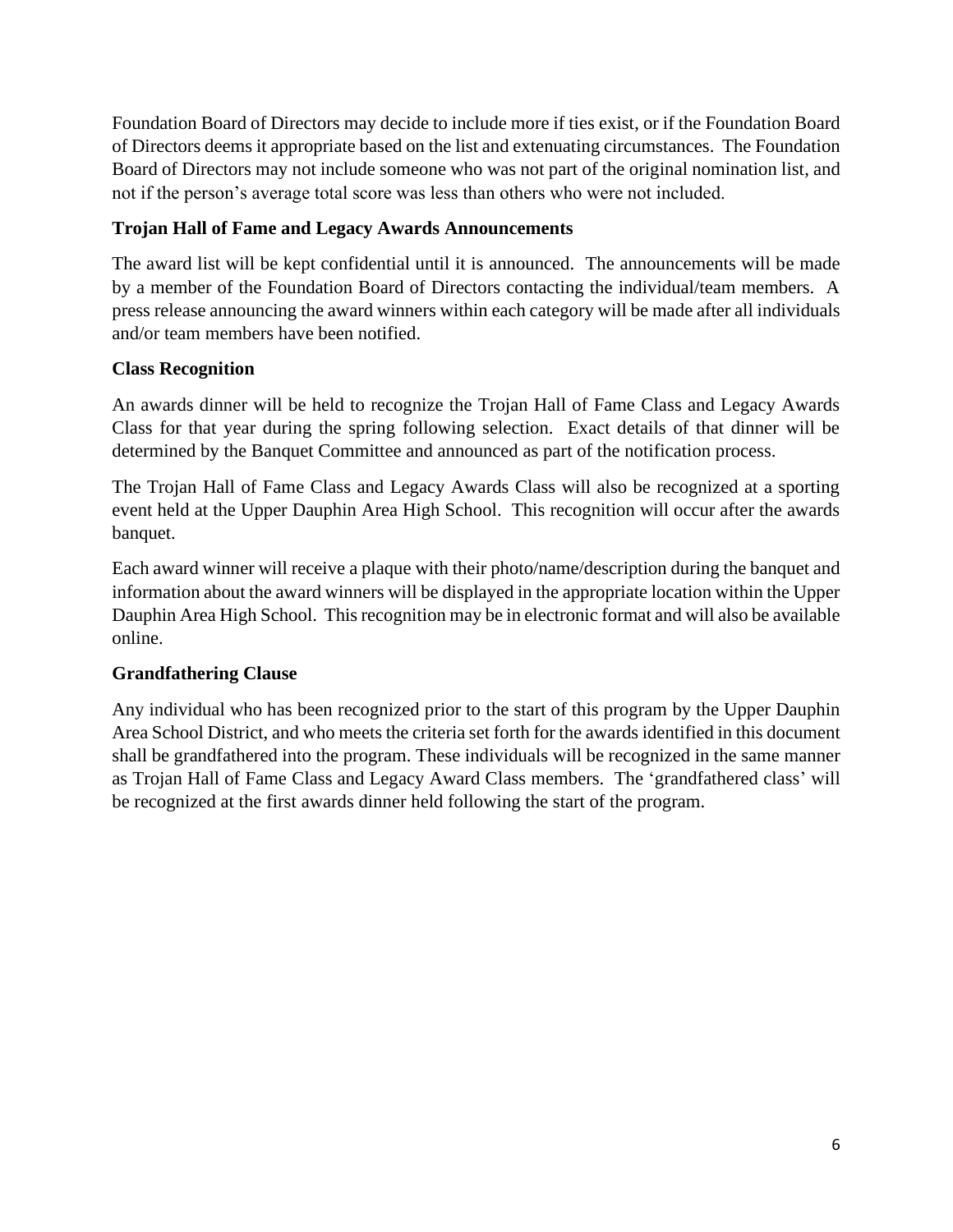Foundation Board of Directors may decide to include more if ties exist, or if the Foundation Board of Directors deems it appropriate based on the list and extenuating circumstances. The Foundation Board of Directors may not include someone who was not part of the original nomination list, and not if the person's average total score was less than others who were not included.

### Trojan Hall of Fame and Legacy Awards Announcements

The award list will be kept confidential until it is announced. The announcements will be made by a member of the Foundation Board of Directors contacting the individual/team members. A press release announcing the award winners within each category will be made after all individuals and/or team members have been notified.

### Class Recognition

An awards dinner will be held to recognize the Trojan Hall of Fame Class and Legacy Awards Class for that year during the spring following selection. Exact details of that dinner will be determined by the Banquet Committee and announced as part of the notification process.

The Trojan Hall of Fame Class and Legacy Awards Class will also be recognized at a sporting event held at the Upper Dauphin Area High School. This recognition will occur after the awards banquet.

Each award winner will receive a plaque with their photo/name/description during the banquet and information about the award winners will be displayed in the appropriate location within the Upper Dauphin Area High School. This recognition may be in electronic format and will also be available online.

### Grandfathering Clause

Any individual who has been recognized prior to the start of this program by the Upper Dauphin Area School District, and who meets the criteria set forth for the awards identified in this document shall be grandfathered into the program. These individuals will be recognized in the same manner as Trojan Hall of Fame Class and Legacy Award Class members. The 'grandfathered class' will be recognized at the first awards dinner held following the start of the program.